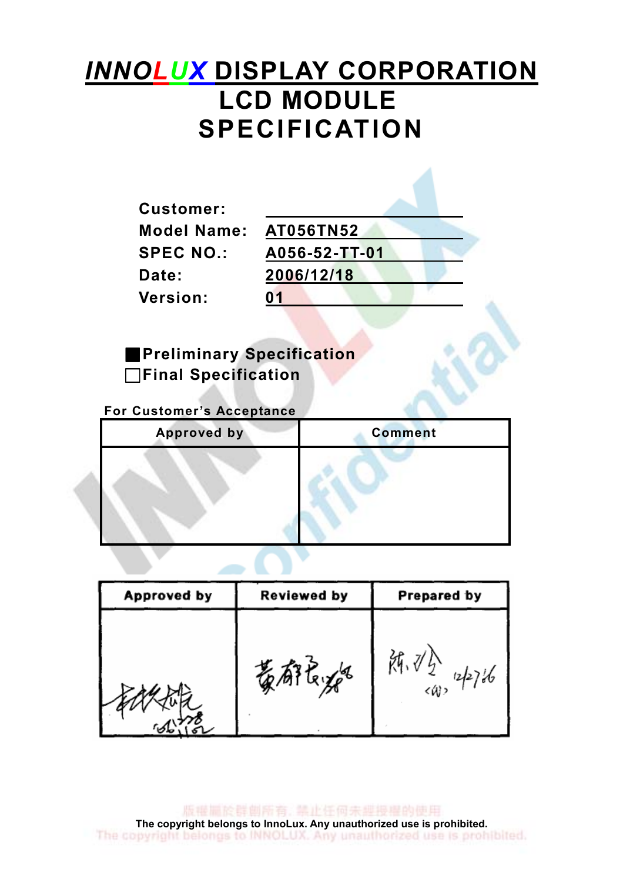# INNOLUX DISPLAY CORPORATION
# LCD MODULE
# SPECIFICATION

**Customer:**

**Model Name:** AT056TN52

**SPEC NO.:** A056-52-TT-01

**Date:** 2006/12/18

**Version:** 01

■ **Preliminary Specification**

□ **Final Specification**

**For Customer's Acceptance**

| Approved by | Comment |
|---|---|
| | |

| Approved by | Reviewed by | Prepared by |
|---|---|---|
| | | |

版權屬於群創所有，禁止任何未經授權的使用

The copyright belongs to InnoLux. Any unauthorized use is prohibited.

The copyright belongs to INNOLUX. Any unauthorized use is prohibited.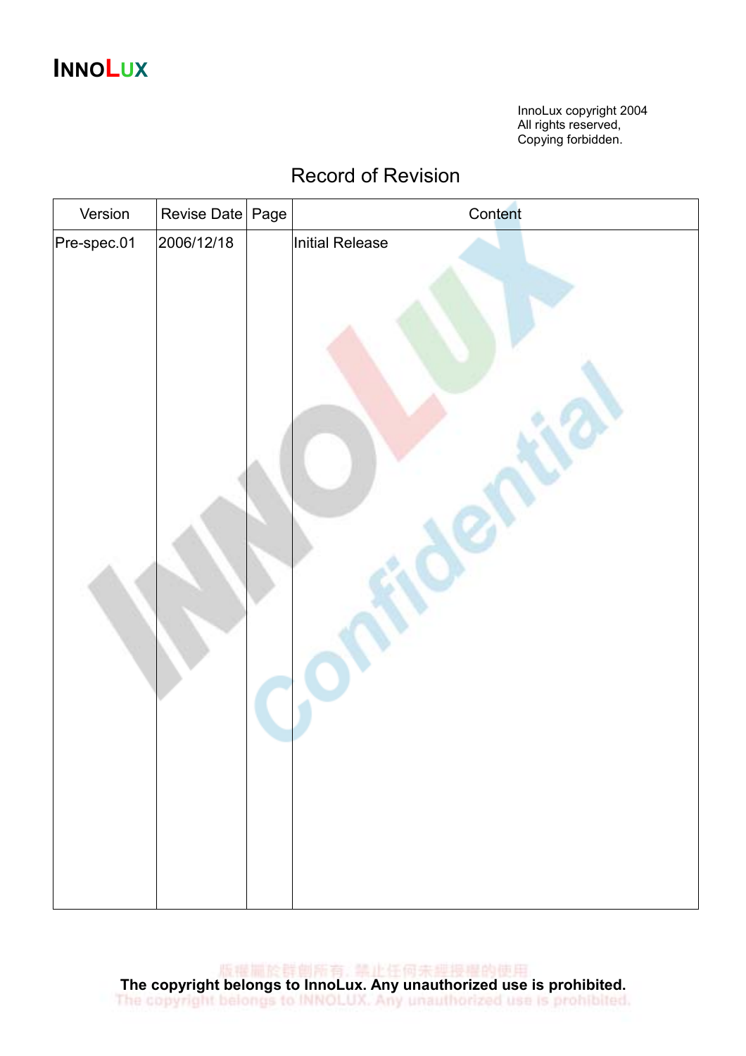InnoLux copyright 2004
All rights reserved,
Copying forbidden.

# Record of Revision

| Version | Revise Date | Page | Content |
|---|---|---|---|
| Pre-spec.01 | 2006/12/18 | | Initial Release |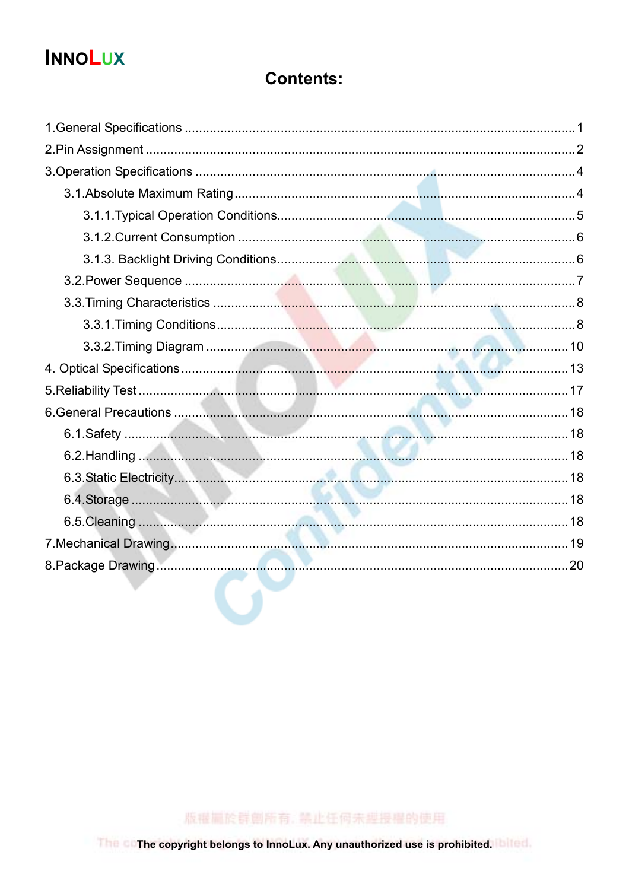# Contents:

1.General Specifications ........................................................................................................1

2.Pin Assignment ....................................................................................................................2

3.Operation Specifications ......................................................................................................4

3.1.Absolute Maximum Rating ..............................................................................................4

3.1.1.Typical Operation Conditions...................................................................................5

3.1.2.Current Consumption ..............................................................................................6

3.1.3. Backlight Driving Conditions....................................................................................6

3.2.Power Sequence ............................................................................................................7

3.3.Timing Characteristics ....................................................................................................8

3.3.1.Timing Conditions....................................................................................................8

3.3.2.Timing Diagram .....................................................................................................10

4. Optical Specifications.........................................................................................................13

5.Reliability Test .....................................................................................................................17

6.General Precautions ...........................................................................................................18

6.1.Safety ...........................................................................................................................18

6.2.Handling .......................................................................................................................18

6.3.Static Electricity.............................................................................................................18

6.4.Storage .........................................................................................................................18

6.5.Cleaning .......................................................................................................................18

7.Mechanical Drawing............................................................................................................19

8.Package Drawing................................................................................................................20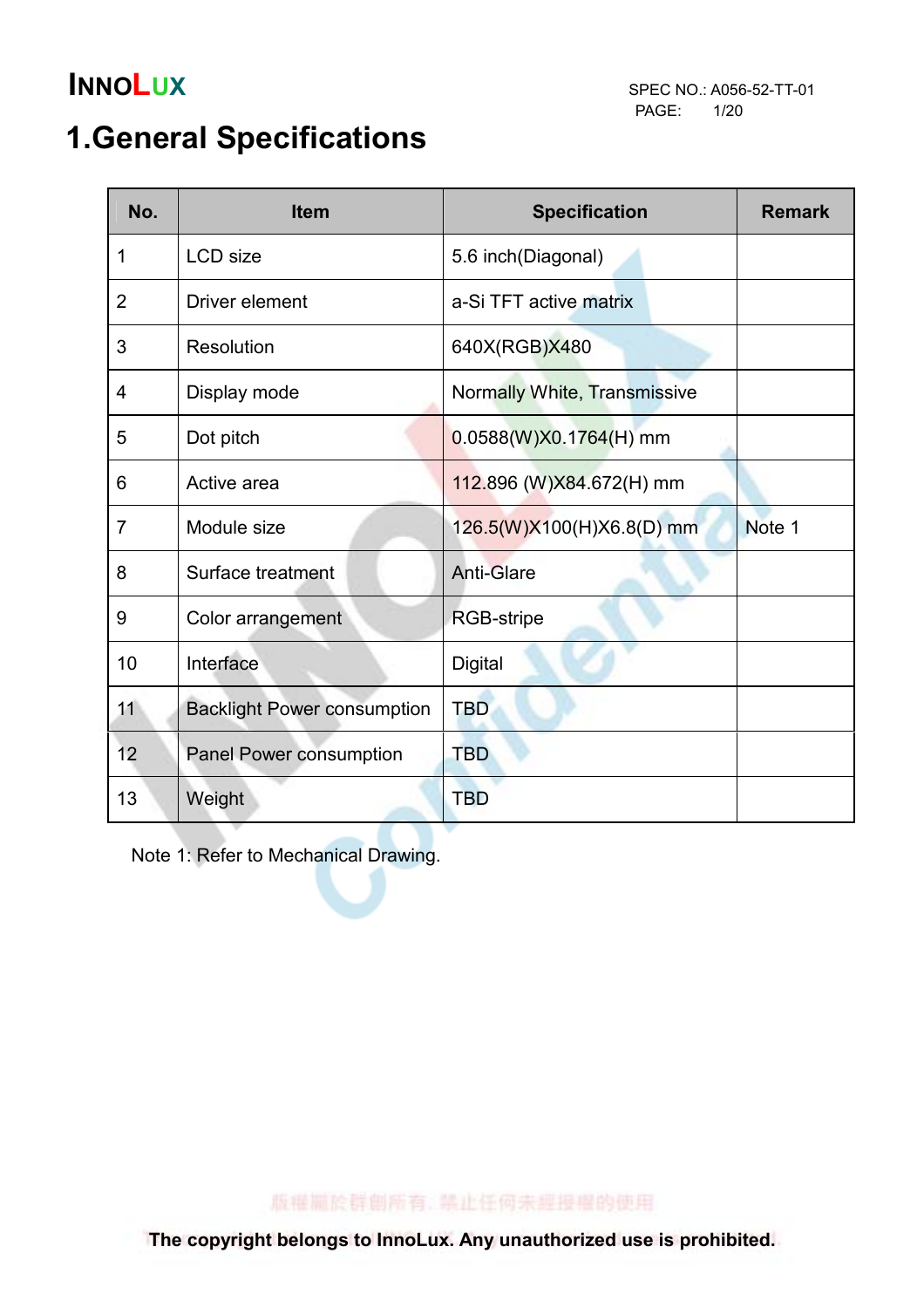# 1.General Specifications

| No. | Item | Specification | Remark |
|---|---|---|---|
| 1 | LCD size | 5.6 inch(Diagonal) | |
| 2 | Driver element | a-Si TFT active matrix | |
| 3 | Resolution | 640X(RGB)X480 | |
| 4 | Display mode | Normally White, Transmissive | |
| 5 | Dot pitch | 0.0588(W)X0.1764(H) mm | |
| 6 | Active area | 112.896 (W)X84.672(H) mm | |
| 7 | Module size | 126.5(W)X100(H)X6.8(D) mm | Note 1 |
| 8 | Surface treatment | Anti-Glare | |
| 9 | Color arrangement | RGB-stripe | |
| 10 | Interface | Digital | |
| 11 | Backlight Power consumption | TBD | |
| 12 | Panel Power consumption | TBD | |
| 13 | Weight | TBD | |

Note 1: Refer to Mechanical Drawing.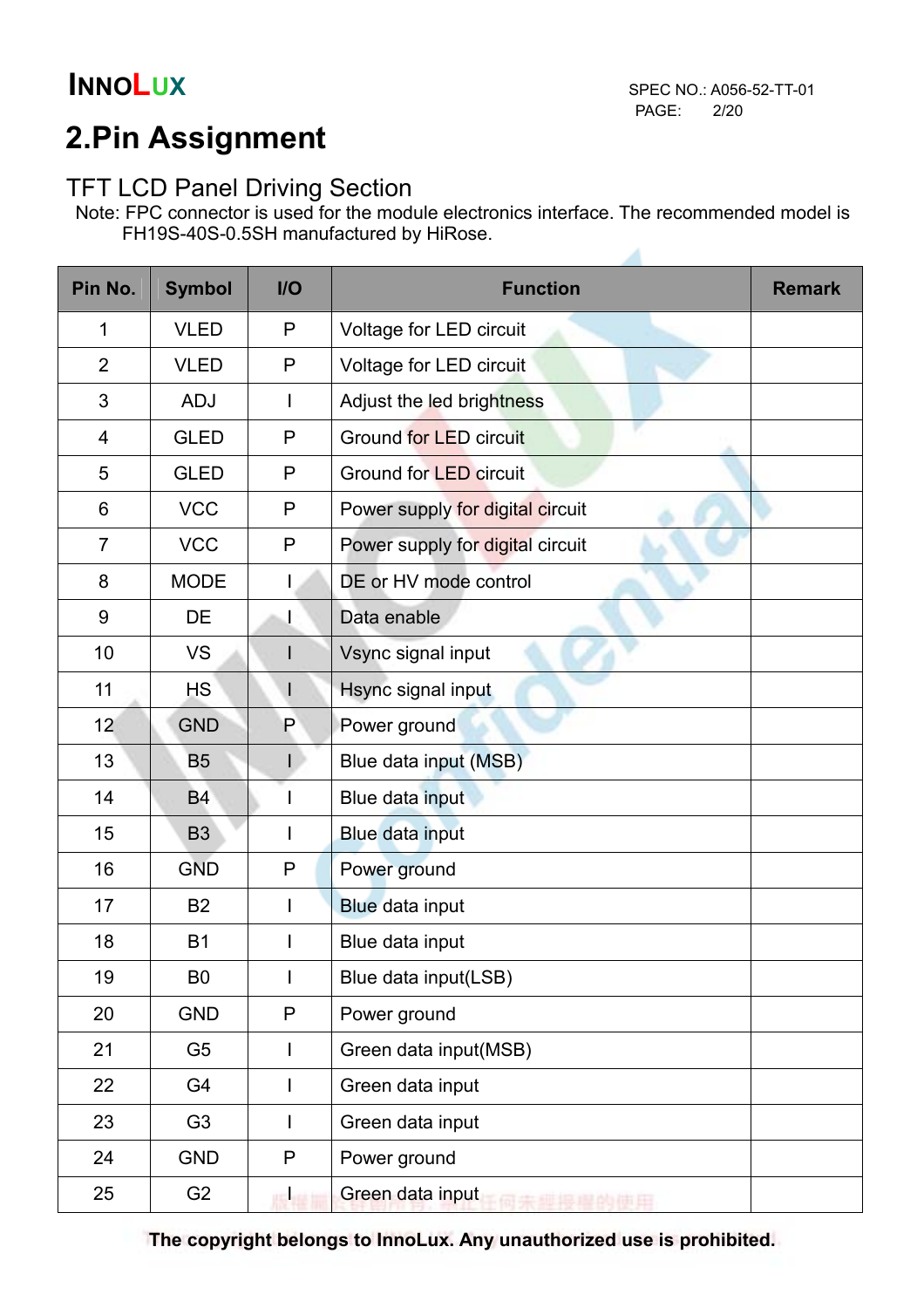# 2.Pin Assignment

## TFT LCD Panel Driving Section

Note: FPC connector is used for the module electronics interface. The recommended model is FH19S-40S-0.5SH manufactured by HiRose.

| Pin No. | Symbol | I/O | Function | Remark |
|---|---|---|---|---|
| 1 | VLED | P | Voltage for LED circuit | |
| 2 | VLED | P | Voltage for LED circuit | |
| 3 | ADJ | I | Adjust the led brightness | |
| 4 | GLED | P | Ground for LED circuit | |
| 5 | GLED | P | Ground for LED circuit | |
| 6 | VCC | P | Power supply for digital circuit | |
| 7 | VCC | P | Power supply for digital circuit | |
| 8 | MODE | I | DE or HV mode control | |
| 9 | DE | I | Data enable | |
| 10 | VS | I | Vsync signal input | |
| 11 | HS | I | Hsync signal input | |
| 12 | GND | P | Power ground | |
| 13 | B5 | I | Blue data input (MSB) | |
| 14 | B4 | I | Blue data input | |
| 15 | B3 | I | Blue data input | |
| 16 | GND | P | Power ground | |
| 17 | B2 | I | Blue data input | |
| 18 | B1 | I | Blue data input | |
| 19 | B0 | I | Blue data input(LSB) | |
| 20 | GND | P | Power ground | |
| 21 | G5 | I | Green data input(MSB) | |
| 22 | G4 | I | Green data input | |
| 23 | G3 | I | Green data input | |
| 24 | GND | P | Power ground | |
| 25 | G2 | I | Green data input | |

**The copyright belongs to InnoLux. Any unauthorized use is prohibited.**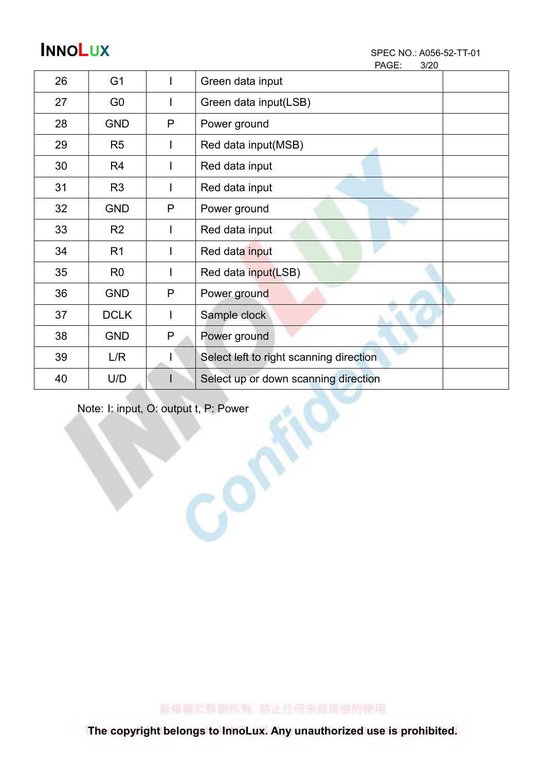| | | | | |
|---|---|---|---|---|
| 26 | G1 | I | Green data input | |
| 27 | G0 | I | Green data input(LSB) | |
| 28 | GND | P | Power ground | |
| 29 | R5 | I | Red data input(MSB) | |
| 30 | R4 | I | Red data input | |
| 31 | R3 | I | Red data input | |
| 32 | GND | P | Power ground | |
| 33 | R2 | I | Red data input | |
| 34 | R1 | I | Red data input | |
| 35 | R0 | I | Red data input(LSB) | |
| 36 | GND | P | Power ground | |
| 37 | DCLK | I | Sample clock | |
| 38 | GND | P | Power ground | |
| 39 | L/R | I | Select left to right scanning direction | |
| 40 | U/D | I | Select up or down scanning direction | |

Note: I: input, O: output t, P: Power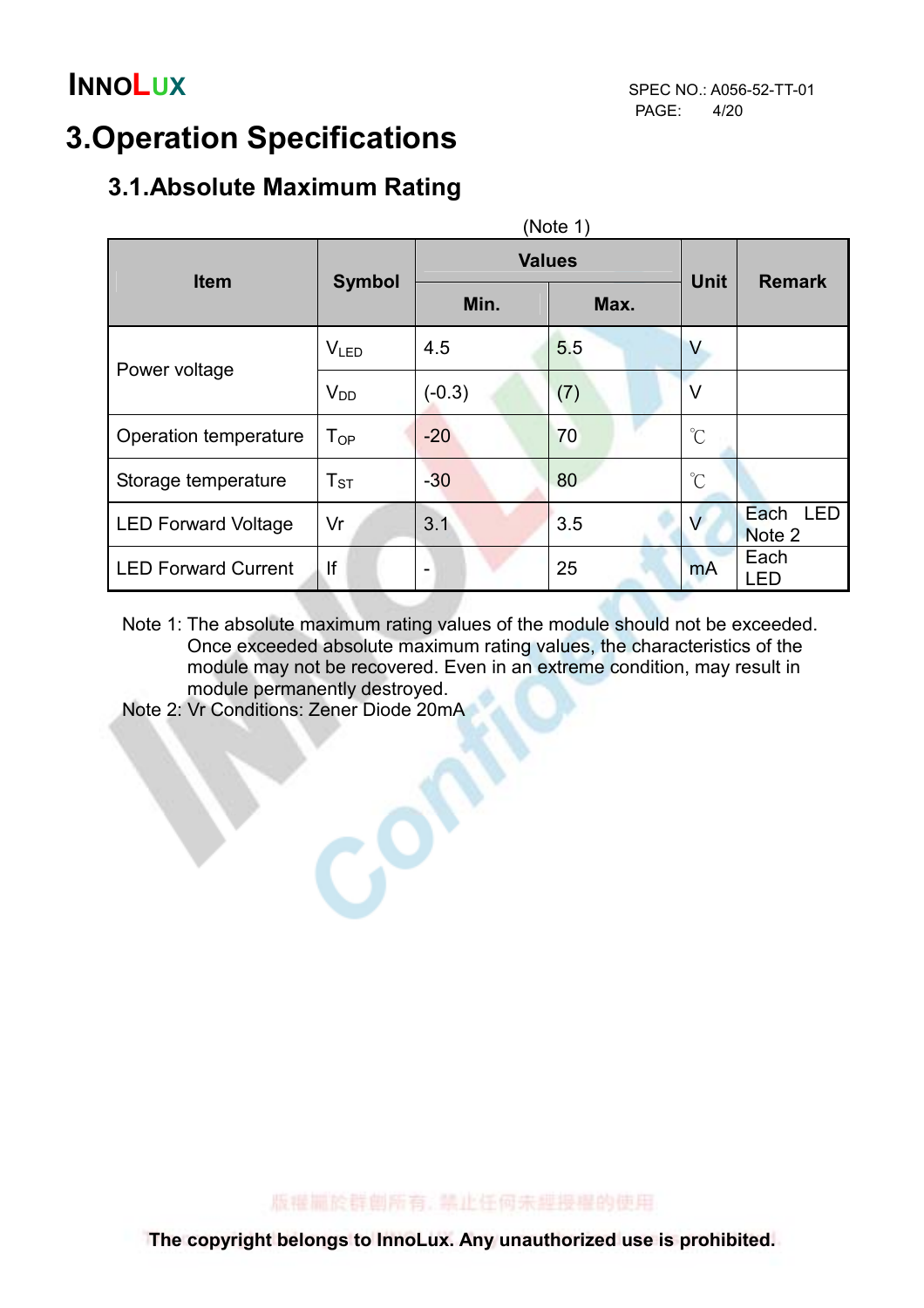# 3.Operation Specifications

## 3.1.Absolute Maximum Rating

(Note 1)

| Item | Symbol | Values | | Unit | Remark |
|---|---|---|---|---|---|
| | | Min. | Max. | | |
| Power voltage | $V_{LED}$ | 4.5 | 5.5 | V | |
| | $V_{DD}$ | (-0.3) | (7) | V | |
| Operation temperature | $T_{OP}$ | -20 | 70 | ℃ | |
| Storage temperature | $T_{ST}$ | -30 | 80 | ℃ | |
| LED Forward Voltage | Vr | 3.1 | 3.5 | V | Each LED Note 2 |
| LED Forward Current | If | - | 25 | mA | Each LED |

Note 1: The absolute maximum rating values of the module should not be exceeded. Once exceeded absolute maximum rating values, the characteristics of the module may not be recovered. Even in an extreme condition, may result in module permanently destroyed.

Note 2: Vr Conditions: Zener Diode 20mA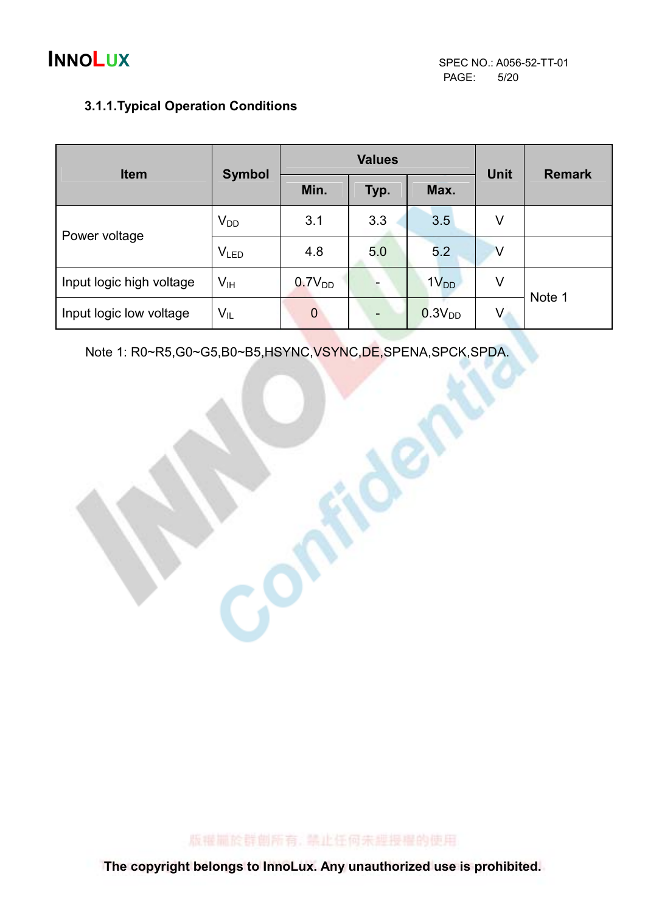### 3.1.1.Typical Operation Conditions

| Item | Symbol | Values | | | Unit | Remark |
|---|---|---|---|---|---|---|
| | | Min. | Typ. | Max. | | |
| Power voltage | $V_{DD}$ | 3.1 | 3.3 | 3.5 | V | |
| | $V_{LED}$ | 4.8 | 5.0 | 5.2 | V | |
| Input logic high voltage | $V_{IH}$ | $0.7V_{DD}$ | - | $1V_{DD}$ | V | Note 1 |
| Input logic low voltage | $V_{IL}$ | 0 | - | $0.3V_{DD}$ | V | |

Note 1: R0~R5,G0~G5,B0~B5,HSYNC,VSYNC,DE,SPENA,SPCK,SPDA.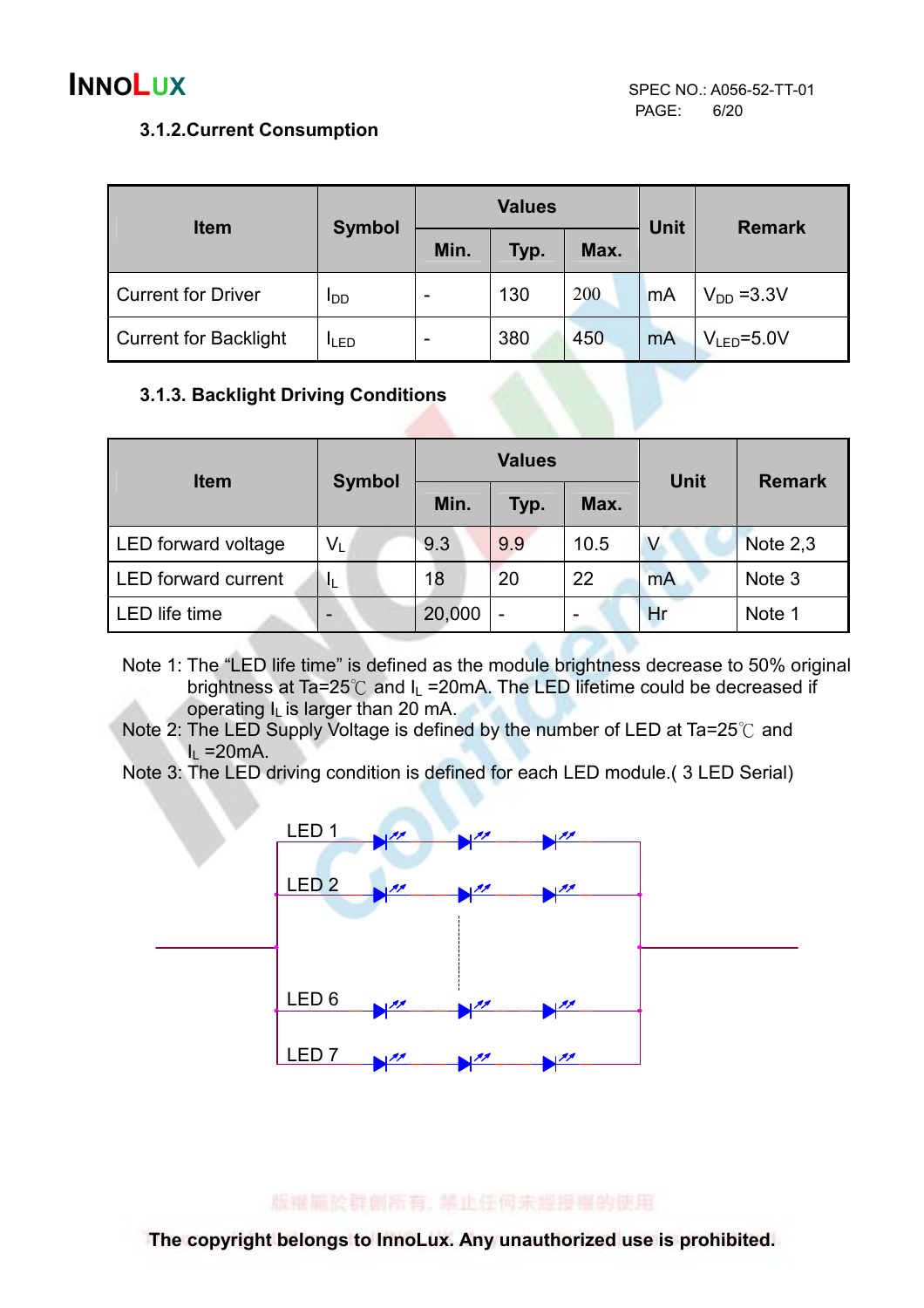### 3.1.2.Current Consumption

| Item | Symbol | Values | | | Unit | Remark |
|---|---|---|---|---|---|---|
| | | Min. | Typ. | Max. | | |
| Current for Driver | $I_{DD}$ | - | 130 | 200 | mA | $V_{DD}$ =3.3V |
| Current for Backlight | $I_{LED}$ | - | 380 | 450 | mA | $V_{LED}$=5.0V |

### 3.1.3. Backlight Driving Conditions

| Item | Symbol | Values | | | Unit | Remark |
|---|---|---|---|---|---|---|
| | | Min. | Typ. | Max. | | |
| LED forward voltage | $V_L$ | 9.3 | 9.9 | 10.5 | V | Note 2,3 |
| LED forward current | $I_L$ | 18 | 20 | 22 | mA | Note 3 |
| LED life time | - | 20,000 | - | - | Hr | Note 1 |

Note 1: The "LED life time" is defined as the module brightness decrease to 50% original brightness at Ta=25℃ and $I_L$ =20mA. The LED lifetime could be decreased if operating $I_L$ is larger than 20 mA.

Note 2: The LED Supply Voltage is defined by the number of LED at Ta=25℃ and $I_L$ =20mA.

Note 3: The LED driving condition is defined for each LED module.( 3 LED Serial)

LED 1

LED 2

LED 6

LED 7

The copyright belongs to InnoLux. Any unauthorized use is prohibited.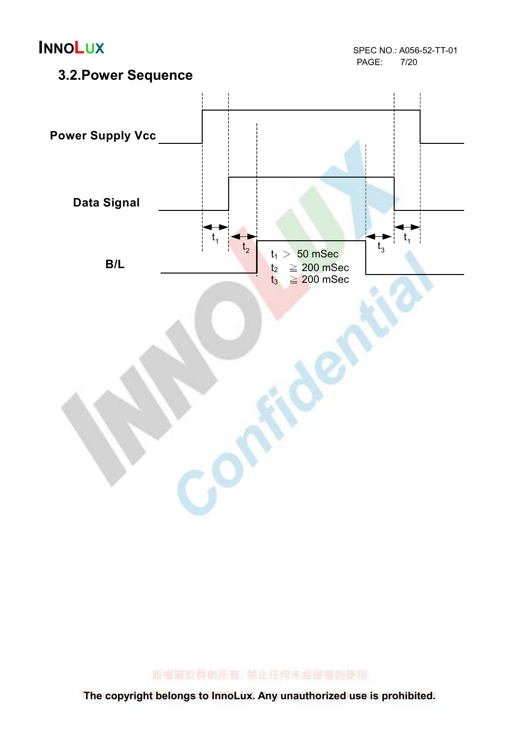## 3.2.Power Sequence

Power Supply Vcc

Data Signal

B/L

$t_1$

$t_2$

$t_3$

$t_1$

$t_1 > 50$ mSec

$t_2 \geqq 200$ mSec

$t_3 \geqq 200$ mSec

版權屬於群創所有，禁止任何未經授權的使用

The copyright belongs to InnoLux. Any unauthorized use is prohibited.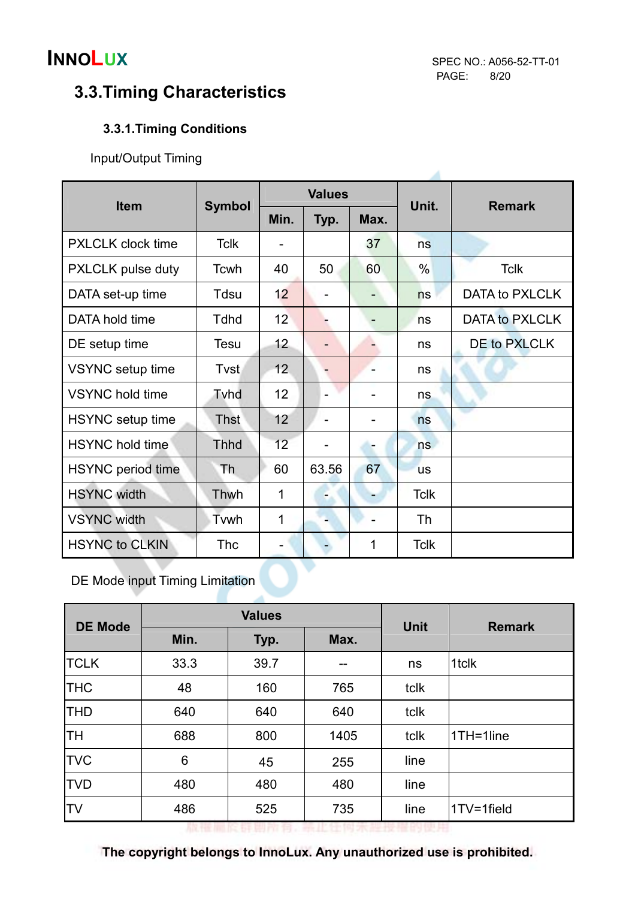## 3.3.Timing Characteristics

### 3.3.1.Timing Conditions

Input/Output Timing

| Item | Symbol | Values | | | Unit. | Remark |
|---|---|---|---|---|---|---|
| | | Min. | Typ. | Max. | | |
| PXLCLK clock time | Tclk | - | | 37 | ns | |
| PXLCLK pulse duty | Tcwh | 40 | 50 | 60 | % | Tclk |
| DATA set-up time | Tdsu | 12 | - | - | ns | DATA to PXLCLK |
| DATA hold time | Tdhd | 12 | - | - | ns | DATA to PXLCLK |
| DE setup time | Tesu | 12 | - | - | ns | DE to PXLCLK |
| VSYNC setup time | Tvst | 12 | - | - | ns | |
| VSYNC hold time | Tvhd | 12 | - | - | ns | |
| HSYNC setup time | Thst | 12 | - | - | ns | |
| HSYNC hold time | Thhd | 12 | - | - | ns | |
| HSYNC period time | Th | 60 | 63.56 | 67 | us | |
| HSYNC width | Thwh | 1 | - | - | Tclk | |
| VSYNC width | Tvwh | 1 | - | - | Th | |
| HSYNC to CLKIN | Thc | - | - | 1 | Tclk | |

DE Mode input Timing Limitation

| DE Mode | Values | | | Unit | Remark |
|---|---|---|---|---|---|
| | Min. | Typ. | Max. | | |
| TCLK | 33.3 | 39.7 | -- | ns | 1tclk |
| THC | 48 | 160 | 765 | tclk | |
| THD | 640 | 640 | 640 | tclk | |
| TH | 688 | 800 | 1405 | tclk | 1TH=1line |
| TVC | 6 | 45 | 255 | line | |
| TVD | 480 | 480 | 480 | line | |
| TV | 486 | 525 | 735 | line | 1TV=1field |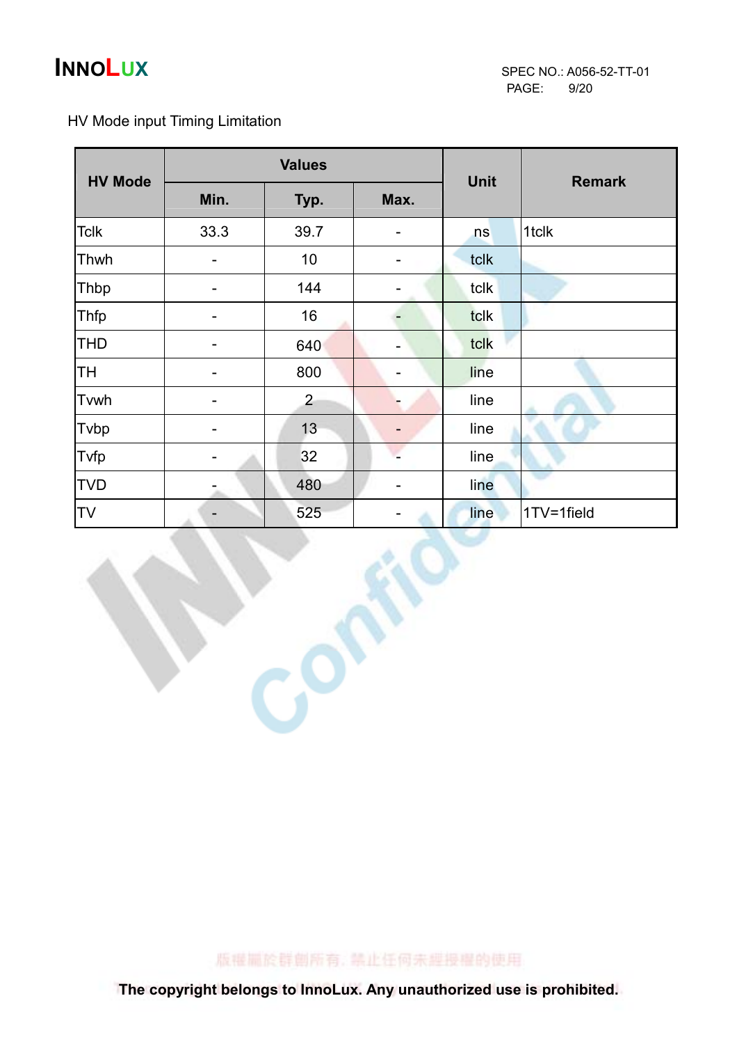HV Mode input Timing Limitation

| HV Mode | Values | | | Unit | Remark |
|---|---|---|---|---|---|
| | Min. | Typ. | Max. | | |
| Tclk | 33.3 | 39.7 | - | ns | 1tclk |
| Thwh | - | 10 | - | tclk | |
| Thbp | - | 144 | - | tclk | |
| Thfp | - | 16 | - | tclk | |
| THD | - | 640 | - | tclk | |
| TH | - | 800 | - | line | |
| Tvwh | - | 2 | - | line | |
| Tvbp | - | 13 | - | line | |
| Tvfp | - | 32 | - | line | |
| TVD | - | 480 | - | line | |
| TV | - | 525 | - | line | 1TV=1field |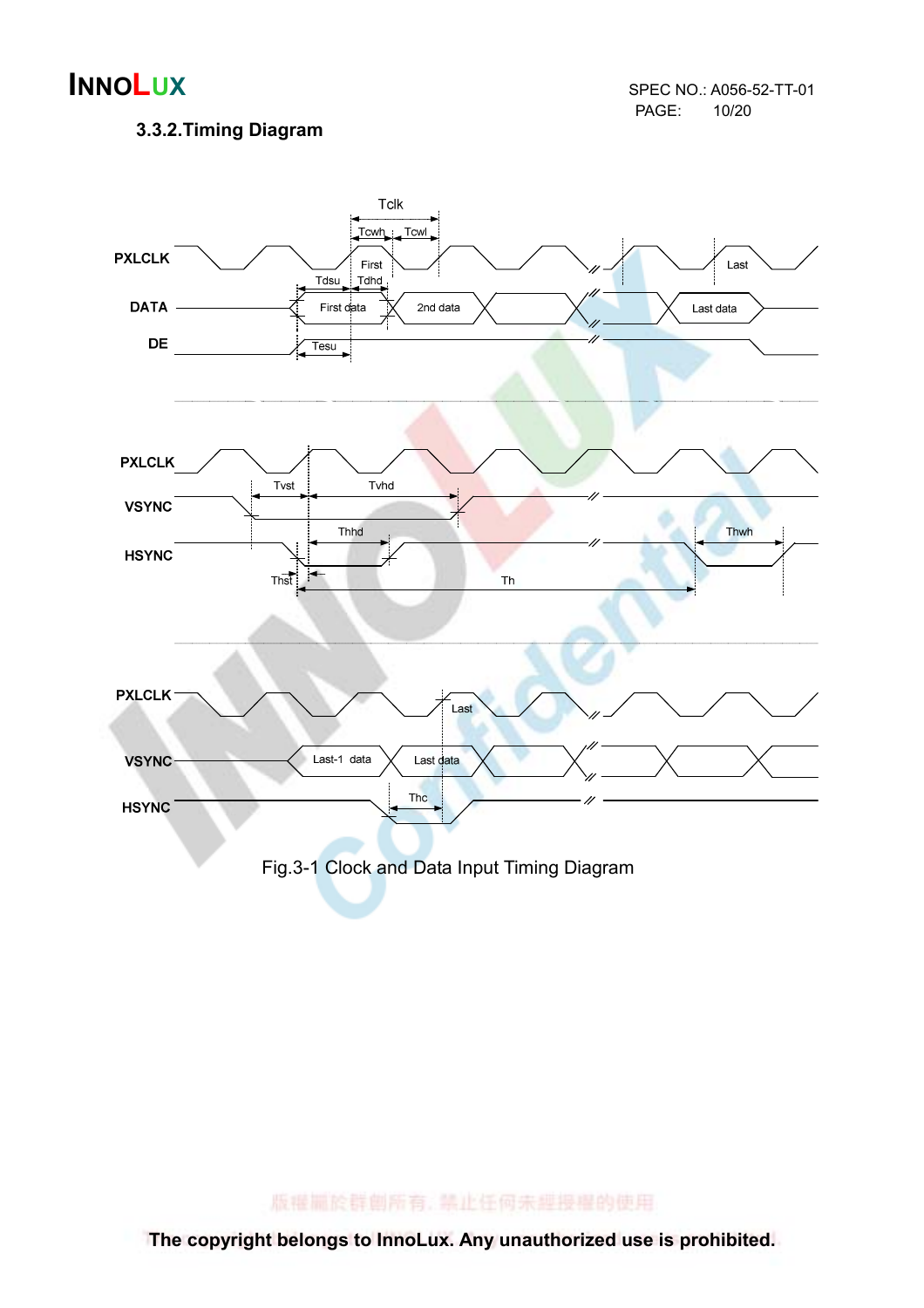### 3.3.2.Timing Diagram

Tclk

Tcwh Tcwl

PXLCLK

First

Last

Tdsu Tdhd

DATA

First data

2nd data

Last data

DE

Tesu

PXLCLK

Tvst Tvhd

VSYNC

Thhd Thwh

HSYNC

Thst

Th

PXLCLK

Last

VSYNC

Last-1 data

Last data

HSYNC

Thc

Fig.3-1 Clock and Data Input Timing Diagram

The copyright belongs to InnoLux. Any unauthorized use is prohibited.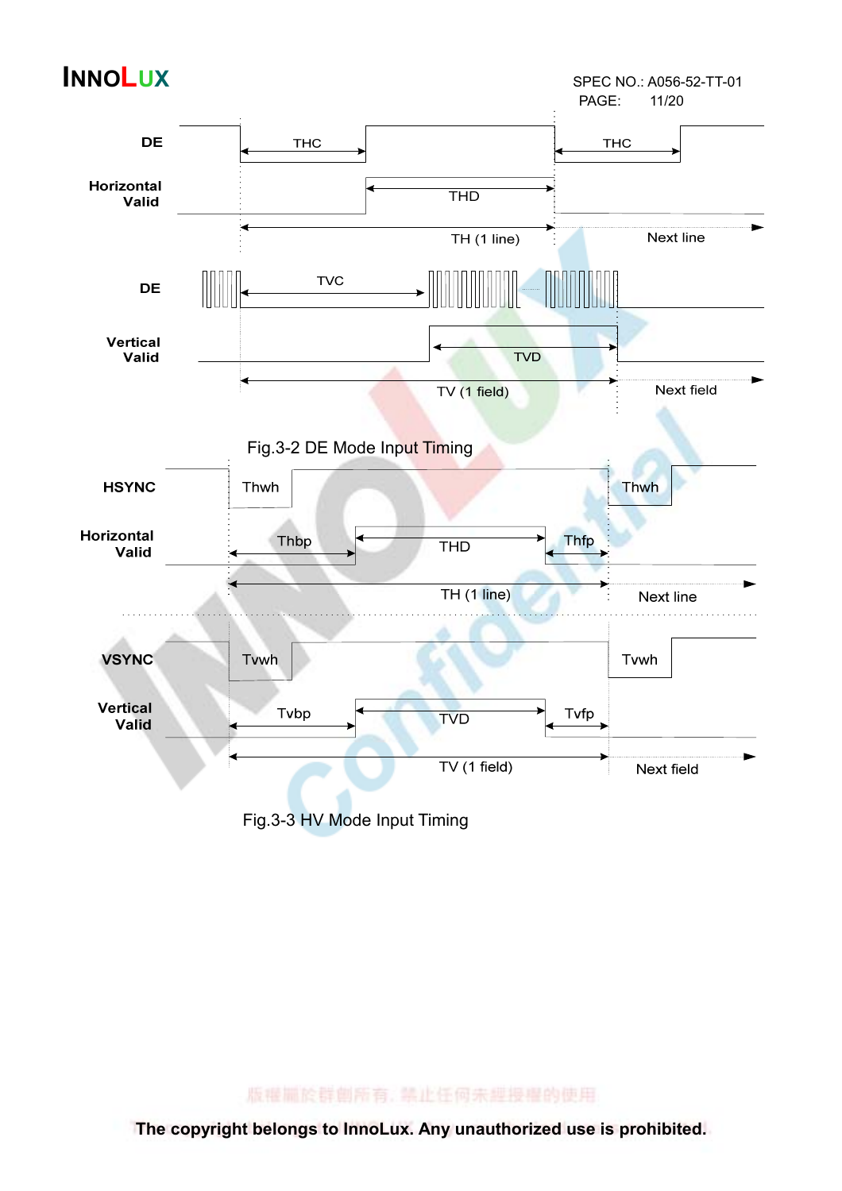DE

THC

THC

Horizontal Valid

THD

TH (1 line)

Next line

DE

TVC

Vertical Valid

TVD

TV (1 field)

Next field

Fig.3-2 DE Mode Input Timing

HSYNC

Thwh

Thwh

Horizontal Valid

Thbp

THD

Thfp

TH (1 line)

Next line

VSYNC

Tvwh

Tvwh

Vertical Valid

Tvbp

TVD

Tvfp

TV (1 field)

Next field

Fig.3-3 HV Mode Input Timing

版權屬於群創所有，禁止任何未經授權的使用

**The copyright belongs to InnoLux. Any unauthorized use is prohibited.**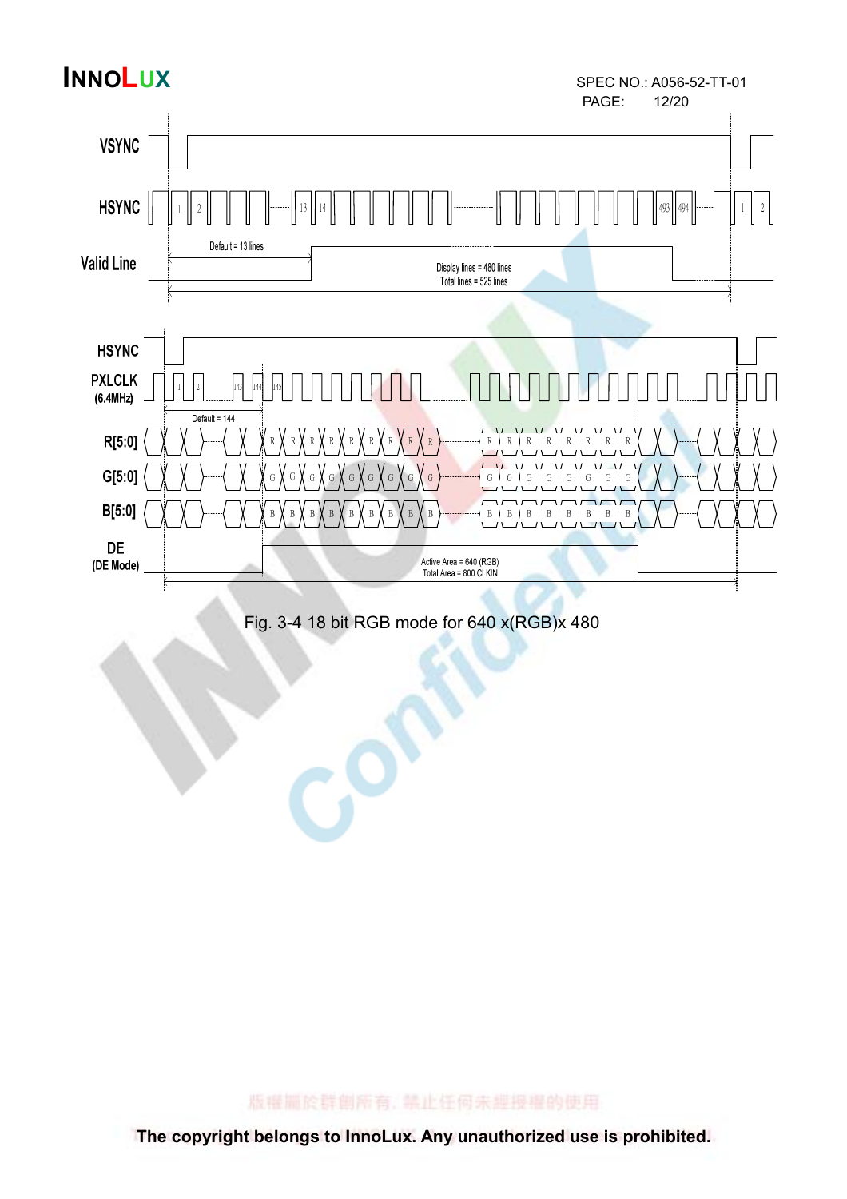VSYNC

HSYNC

1 2 13 14 493 494 1 2

Default = 13 lines

Valid Line

Display lines = 480 lines

Total lines = 525 lines

HSYNC

PXLCLK (6.4MHz)

1 2 143 144 145

Default = 144

R[5:0]

G[5:0]

B[5:0]

DE (DE Mode)

Active Area = 640 (RGB)

Total Area = 800 CLKIN

Fig. 3-4 18 bit RGB mode for 640 x(RGB)x 480

版權屬於群創所有，禁止任何未經授權的使用

The copyright belongs to InnoLux. Any unauthorized use is prohibited.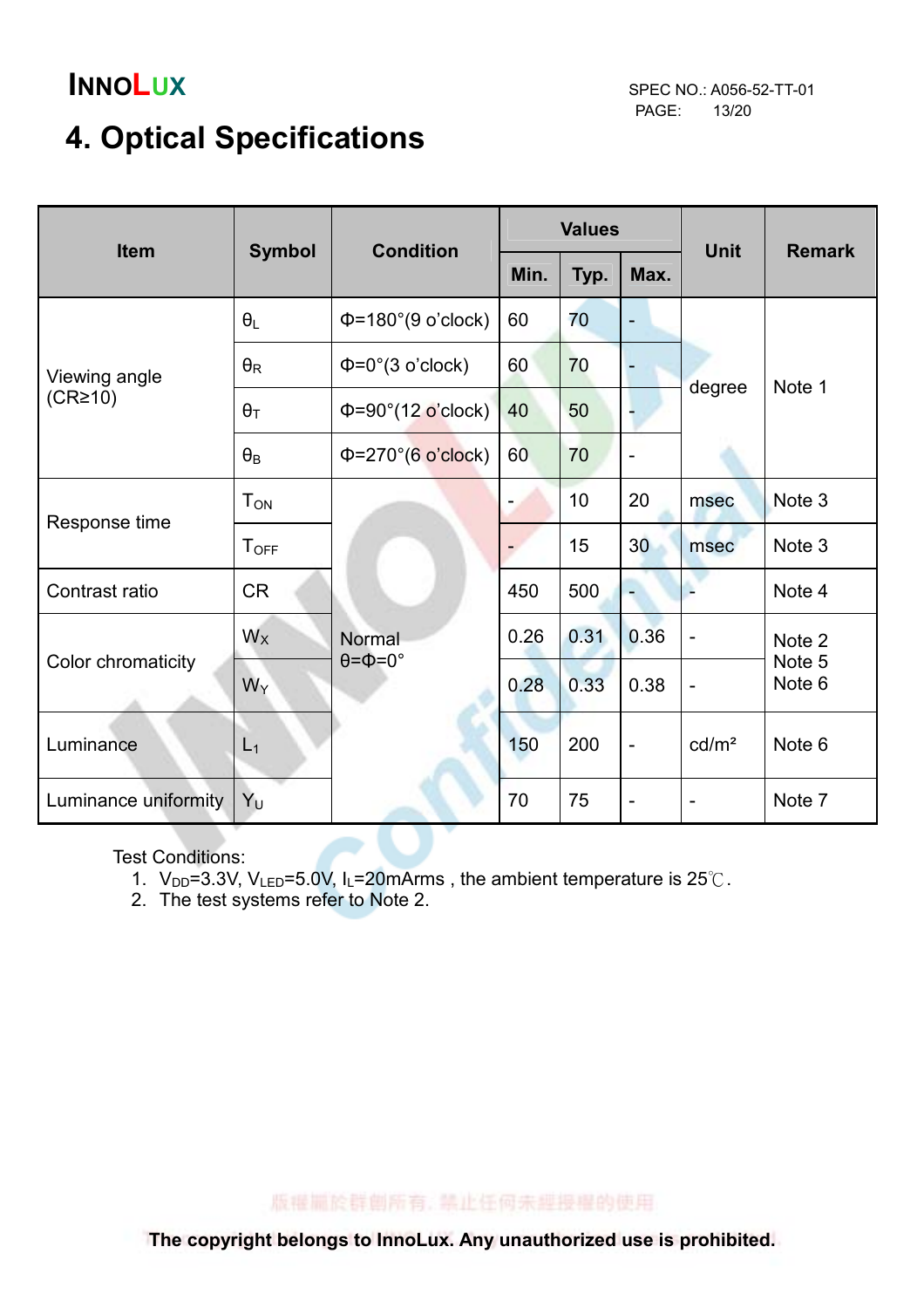# 4. Optical Specifications

| Item | Symbol | Condition | Values | | | Unit | Remark |
|---|---|---|---|---|---|---|---|
| | | | Min. | Typ. | Max. | | |
| Viewing angle (CR≥10) | $\theta_L$ | Φ=180°(9 o'clock) | 60 | 70 | - | degree | Note 1 |
| | $\theta_R$ | Φ=0°(3 o'clock) | 60 | 70 | - | | |
| | $\theta_T$ | Φ=90°(12 o'clock) | 40 | 50 | - | | |
| | $\theta_B$ | Φ=270°(6 o'clock) | 60 | 70 | - | | |
| Response time | $T_{ON}$ | Normal θ=Φ=0° | - | 10 | 20 | msec | Note 3 |
| | $T_{OFF}$ | | - | 15 | 30 | msec | Note 3 |
| Contrast ratio | CR | | 450 | 500 | - | - | Note 4 |
| Color chromaticity | $W_X$ | | 0.26 | 0.31 | 0.36 | - | Note 2 Note 5 Note 6 |
| | $W_Y$ | | 0.28 | 0.33 | 0.38 | - | |
| Luminance | $L_1$ | | 150 | 200 | - | cd/m² | Note 6 |
| Luminance uniformity | $Y_U$ | | 70 | 75 | - | - | Note 7 |

Test Conditions:

1. $V_{DD}$=3.3V, $V_{LED}$=5.0V, $I_L$=20mArms , the ambient temperature is 25℃.
2. The test systems refer to Note 2.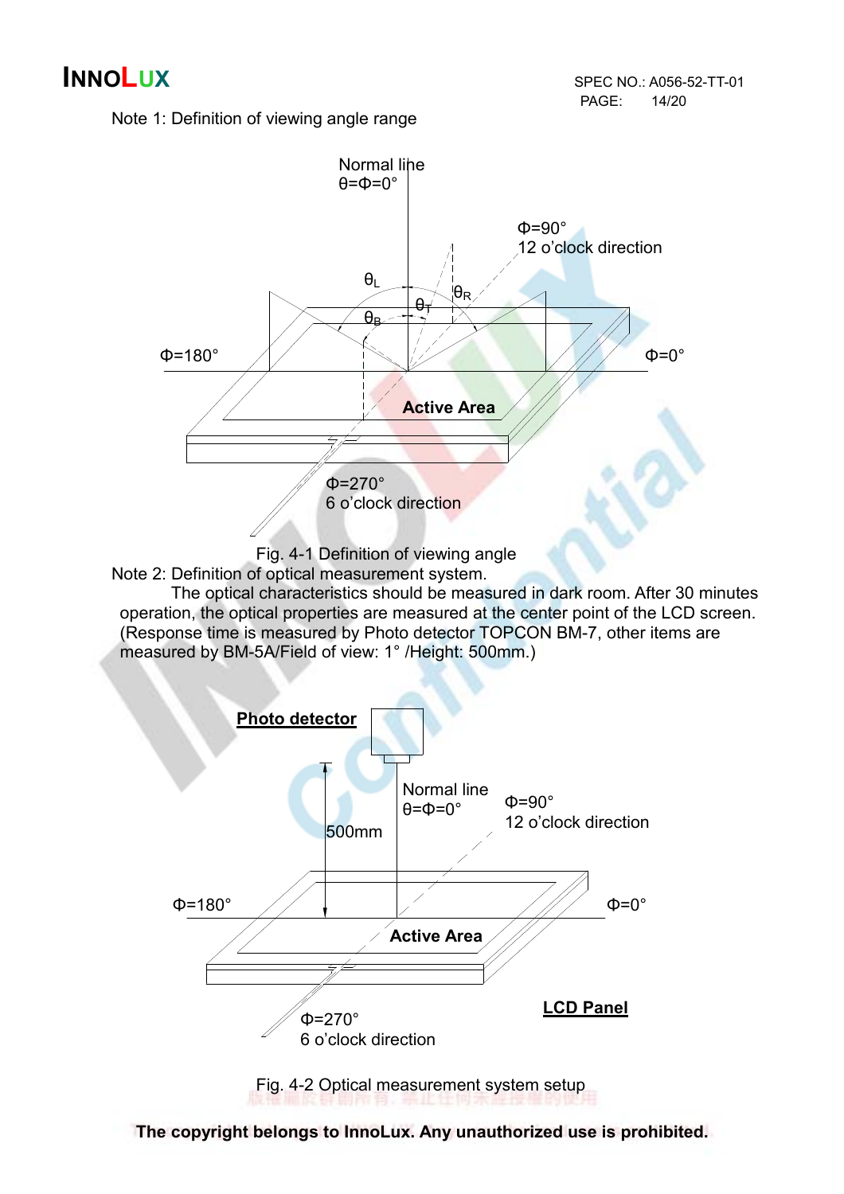Note 1: Definition of viewing angle range

Normal line
$\theta=\Phi=0°$

$\Phi=90°$
12 o'clock direction

$\theta_L$

$\theta_R$

$\theta_T$

$\theta_B$

$\Phi=180°$

$\Phi=0°$

Active Area

$\Phi=270°$
6 o'clock direction

Fig. 4-1 Definition of viewing angle

Note 2: Definition of optical measurement system.

The optical characteristics should be measured in dark room. After 30 minutes operation, the optical properties are measured at the center point of the LCD screen. (Response time is measured by Photo detector TOPCON BM-7, other items are measured by BM-5A/Field of view: 1° /Height: 500mm.)

**Photo detector**

Normal line
$\theta=\Phi=0°$

$\Phi=90°$
12 o'clock direction

500mm

$\Phi=180°$

$\Phi=0°$

**Active Area**

**LCD Panel**

$\Phi=270°$
6 o'clock direction

Fig. 4-2 Optical measurement system setup

**The copyright belongs to InnoLux. Any unauthorized use is prohibited.**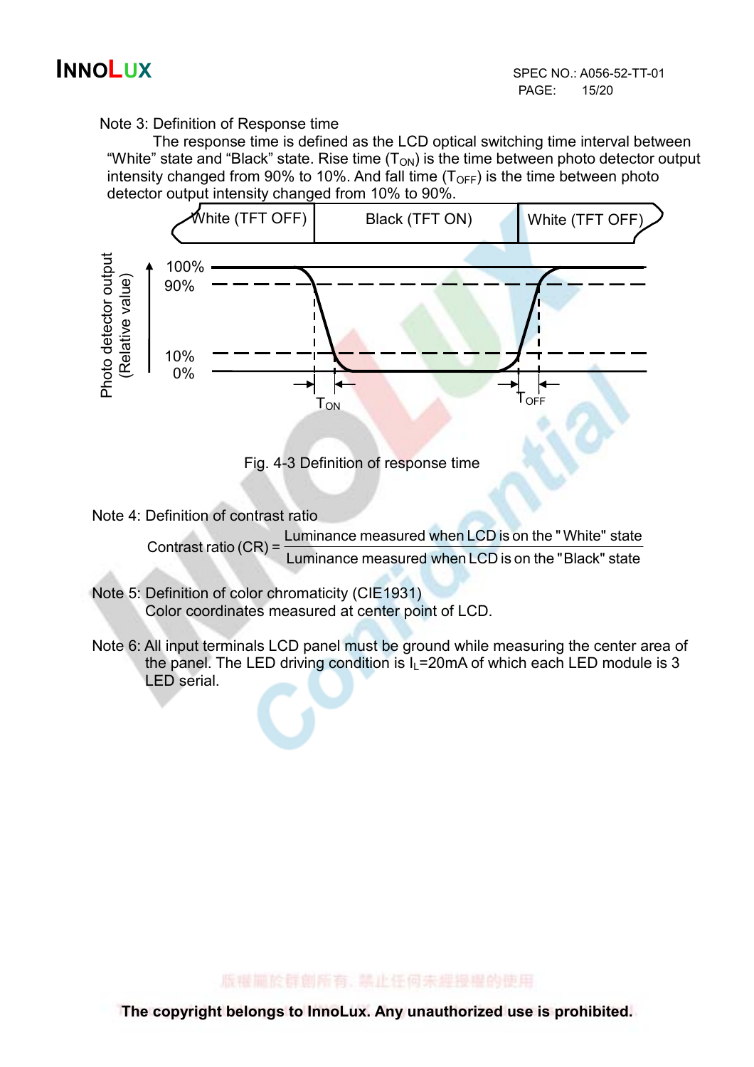Note 3: Definition of Response time

The response time is defined as the LCD optical switching time interval between "White" state and "Black" state. Rise time ($T_{ON}$) is the time between photo detector output intensity changed from 90% to 10%. And fall time ($T_{OFF}$) is the time between photo detector output intensity changed from 10% to 90%.

White (TFT OFF)
Black (TFT ON)
White (TFT OFF)

Photo detector output (Relative value)
100%
90%
10%
0%

$T_{ON}$
$T_{OFF}$

Fig. 4-3 Definition of response time

Note 4: Definition of contrast ratio

$$\text{Contrast ratio (CR)} = \frac{\text{Luminance measured when LCD is on the "White" state}}{\text{Luminance measured when LCD is on the "Black" state}}$$

Note 5: Definition of color chromaticity (CIE1931)
Color coordinates measured at center point of LCD.

Note 6: All input terminals LCD panel must be ground while measuring the center area of the panel. The LED driving condition is $I_L$=20mA of which each LED module is 3 LED serial.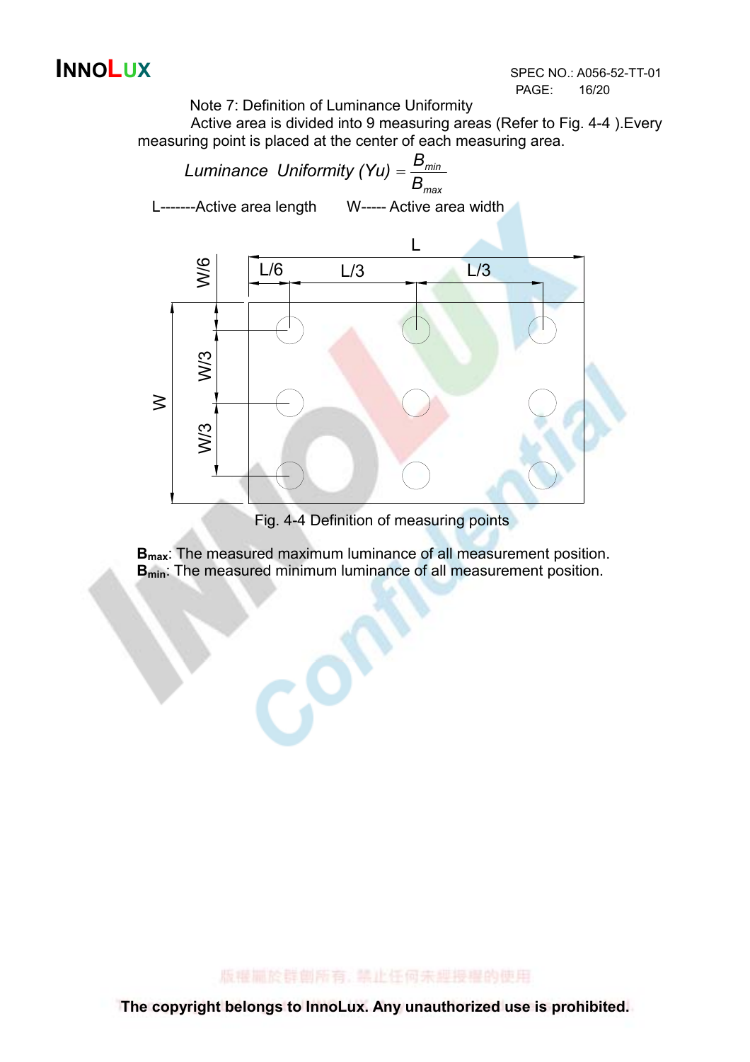Note 7: Definition of Luminance Uniformity

Active area is divided into 9 measuring areas (Refer to Fig. 4-4 ).Every measuring point is placed at the center of each measuring area.

$$Luminance\ \ Uniformity\ (Yu) = \frac{B_{min}}{B_{max}}$$

L-------Active area length W----- Active area width

L

L/6 L/3 L/3

W/6

W/3

W/3

W

Fig. 4-4 Definition of measuring points

**$B_{max}$**: The measured maximum luminance of all measurement position.
**$B_{min}$**: The measured minimum luminance of all measurement position.

The copyright belongs to InnoLux. Any unauthorized use is prohibited.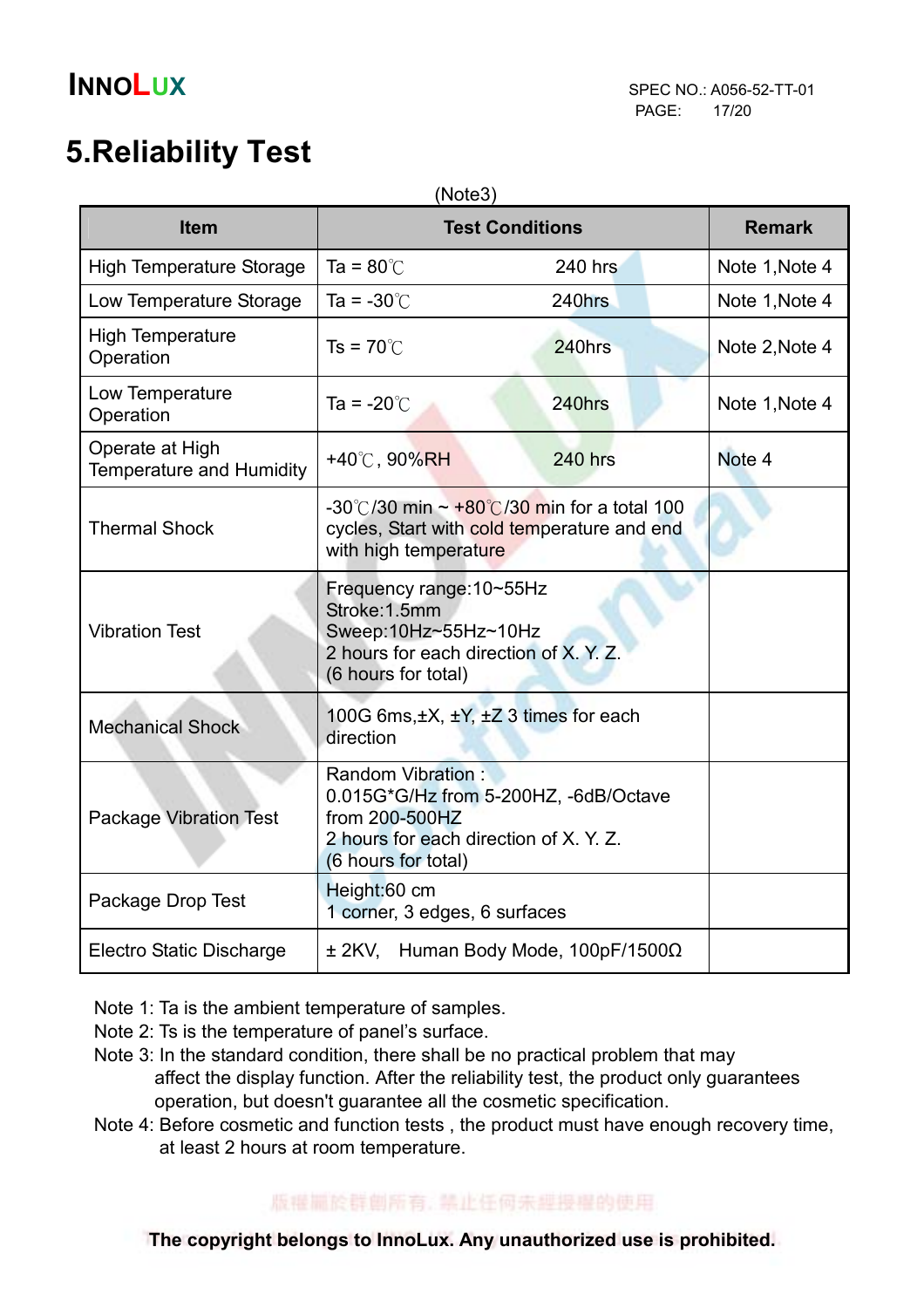# 5.Reliability Test

(Note3)

| Item | Test Conditions | Remark |
|---|---|---|
| High Temperature Storage | Ta = 80℃ 240 hrs | Note 1,Note 4 |
| Low Temperature Storage | Ta = -30℃ 240hrs | Note 1,Note 4 |
| High Temperature Operation | Ts = 70℃ 240hrs | Note 2,Note 4 |
| Low Temperature Operation | Ta = -20℃ 240hrs | Note 1,Note 4 |
| Operate at High Temperature and Humidity | +40℃, 90%RH 240 hrs | Note 4 |
| Thermal Shock | -30℃/30 min ~ +80℃/30 min for a total 100 cycles, Start with cold temperature and end with high temperature | |
| Vibration Test | Frequency range:10~55Hz<br>Stroke:1.5mm<br>Sweep:10Hz~55Hz~10Hz<br>2 hours for each direction of X. Y. Z.<br>(6 hours for total) | |
| Mechanical Shock | 100G 6ms,±X, ±Y, ±Z 3 times for each direction | |
| Package Vibration Test | Random Vibration :<br>0.015G*G/Hz from 5-200HZ, -6dB/Octave from 200-500HZ<br>2 hours for each direction of X. Y. Z.<br>(6 hours for total) | |
| Package Drop Test | Height:60 cm<br>1 corner, 3 edges, 6 surfaces | |
| Electro Static Discharge | ± 2KV, Human Body Mode, 100pF/1500Ω | |

Note 1: Ta is the ambient temperature of samples.

Note 2: Ts is the temperature of panel's surface.

Note 3: In the standard condition, there shall be no practical problem that may affect the display function. After the reliability test, the product only guarantees operation, but doesn't guarantee all the cosmetic specification.

Note 4: Before cosmetic and function tests , the product must have enough recovery time, at least 2 hours at room temperature.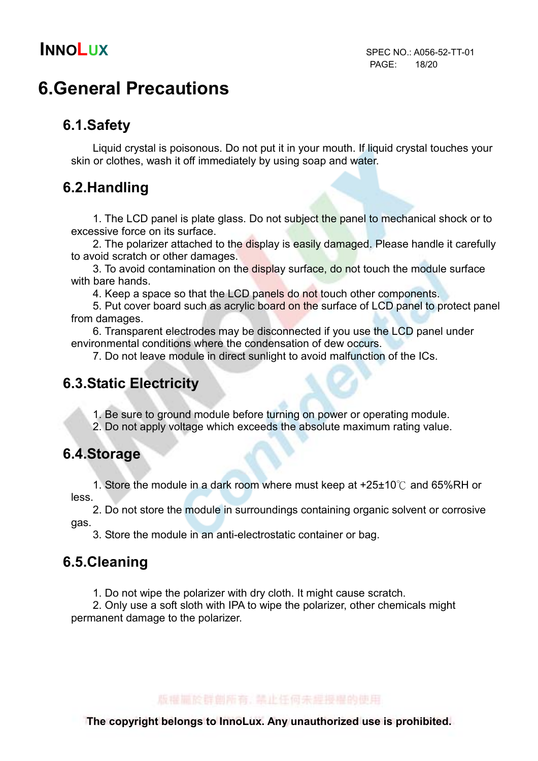# 6.General Precautions

## 6.1.Safety

Liquid crystal is poisonous. Do not put it in your mouth. If liquid crystal touches your skin or clothes, wash it off immediately by using soap and water.

## 6.2.Handling

1. The LCD panel is plate glass. Do not subject the panel to mechanical shock or to excessive force on its surface.
2. The polarizer attached to the display is easily damaged. Please handle it carefully to avoid scratch or other damages.
3. To avoid contamination on the display surface, do not touch the module surface with bare hands.
4. Keep a space so that the LCD panels do not touch other components.
5. Put cover board such as acrylic board on the surface of LCD panel to protect panel from damages.
6. Transparent electrodes may be disconnected if you use the LCD panel under environmental conditions where the condensation of dew occurs.
7. Do not leave module in direct sunlight to avoid malfunction of the ICs.

## 6.3.Static Electricity

1. Be sure to ground module before turning on power or operating module.
2. Do not apply voltage which exceeds the absolute maximum rating value.

## 6.4.Storage

1. Store the module in a dark room where must keep at +25±10℃ and 65%RH or less.
2. Do not store the module in surroundings containing organic solvent or corrosive gas.
3. Store the module in an anti-electrostatic container or bag.

## 6.5.Cleaning

1. Do not wipe the polarizer with dry cloth. It might cause scratch.
2. Only use a soft sloth with IPA to wipe the polarizer, other chemicals might permanent damage to the polarizer.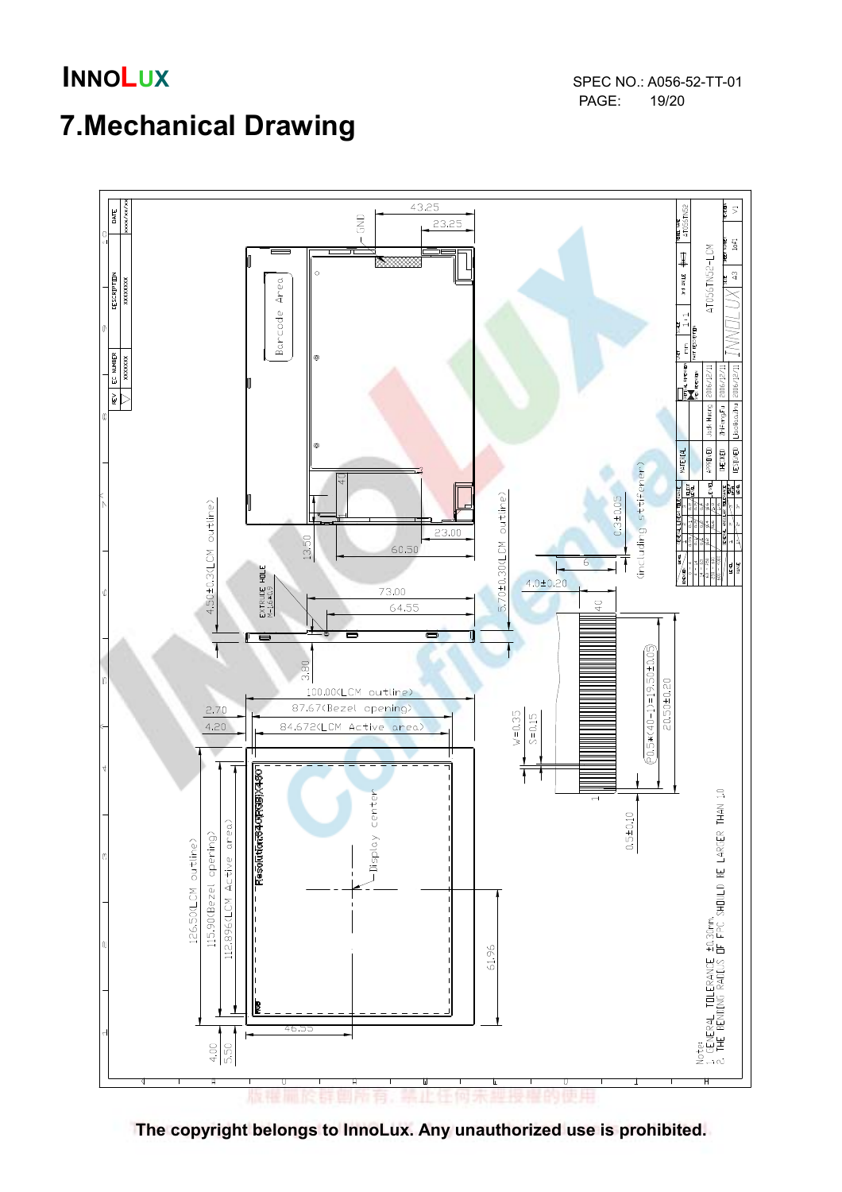# 7.Mechanical Drawing

43.25
23.25
GND
Barcode Area
23.00
60.50
13.50
4.50±0.3(LCM outline)
5.70±0.30(LCM outline)
EXTRUDE HOLE
73.00
64.55
3.90
0.3±0.05
(including stiffener)
4.0±0.20
100.00(LCM outline)
87.67(Bezel opening)
84.672(LCM Active area)
2.70
4.20
W=0.35
S=0.15
(0.5*(40-1)=19.50±0.05)
20.50±0.20
0.5±0.10
Resolution(640RGB)X480
Display center
126.50(LCM outline)
115.90(Bezel opening)
112.896(LCM Active area)
61.96
46.55
4.00
5.50

Note:
1. GENERAL TOLERANCE ±0.30mm.
2. THE BENDING RADIUS OF FPC SHOULD BE LARGER THAN 1.0

AT056TN52-LCM

The copyright belongs to InnoLux. Any unauthorized use is prohibited.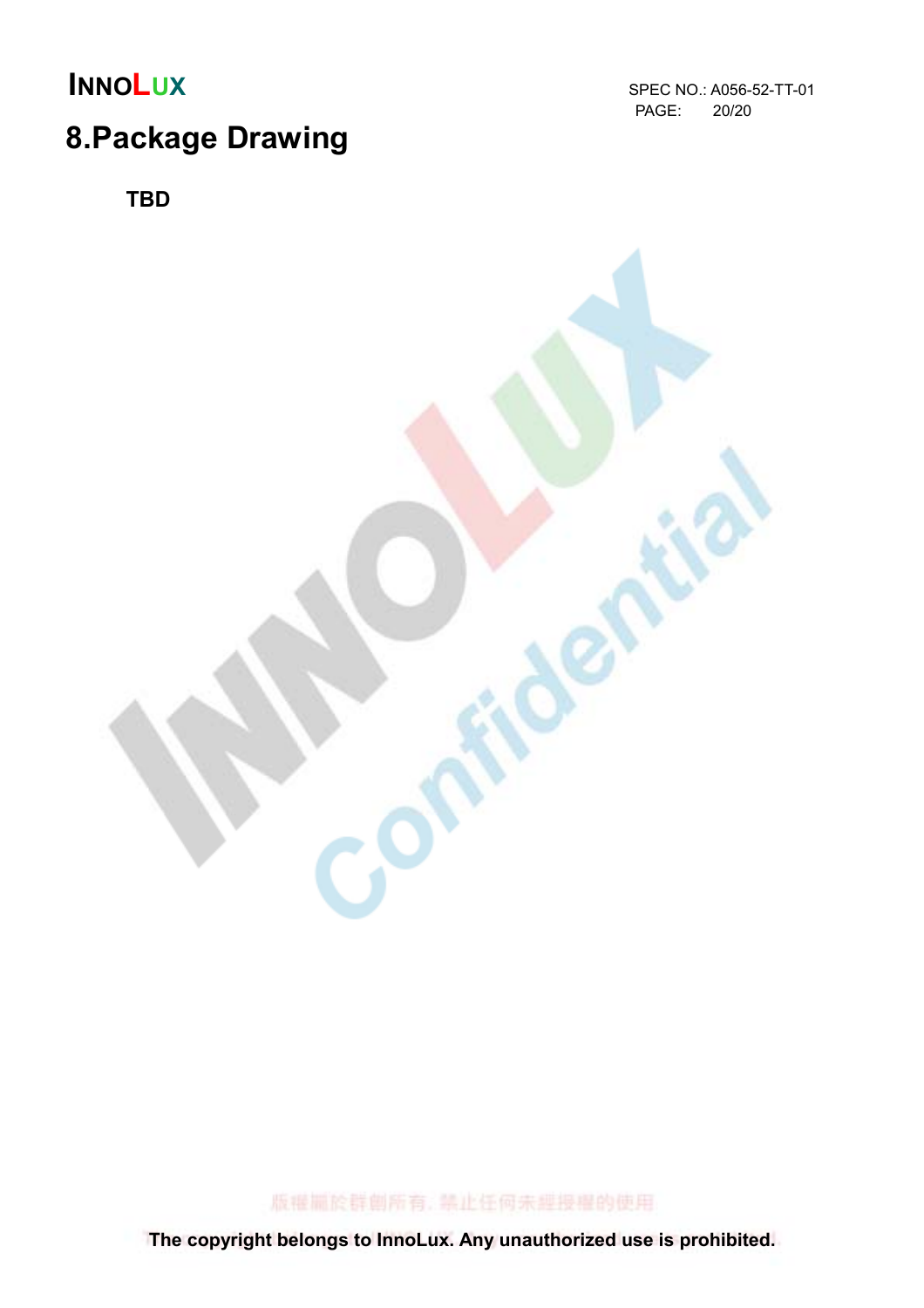# 8.Package Drawing

**TBD**